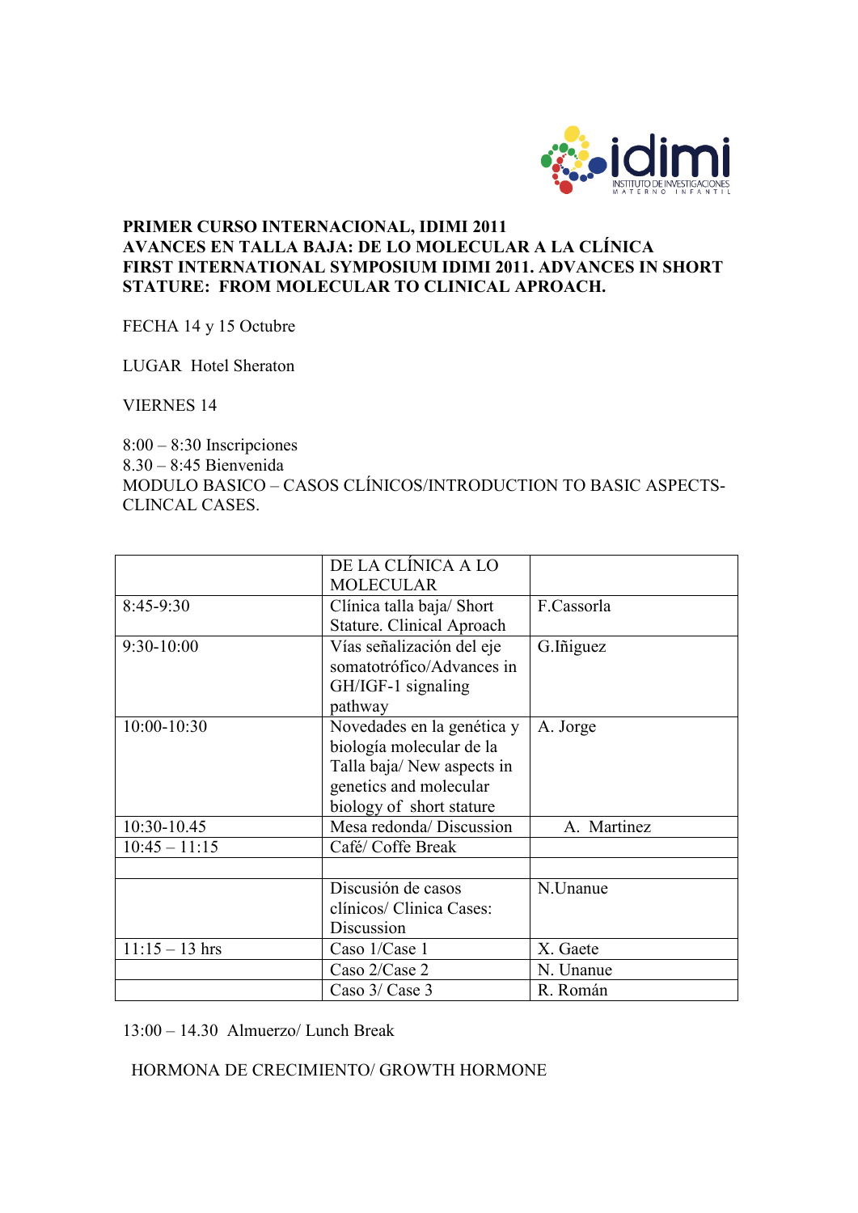**PRIMER CURSO INTERNACIONAL, IDIMI 2011**
**AVANCES EN TALLA BAJA: DE LO MOLECULAR A LA CLÍNICA**
**FIRST INTERNATIONAL SYMPOSIUM IDIMI 2011. ADVANCES IN SHORT STATURE: FROM MOLECULAR TO CLINICAL APROACH.**

FECHA 14 y 15 Octubre

LUGAR Hotel Sheraton

VIERNES 14

8:00 – 8:30 Inscripciones
8.30 – 8:45 Bienvenida
MODULO BASICO – CASOS CLÍNICOS/INTRODUCTION TO BASIC ASPECTS-CLINCAL CASES.

| | DE LA CLÍNICA A LO MOLECULAR | |
|---|---|---|
| 8:45-9:30 | Clínica talla baja/ Short Stature. Clinical Aproach | F.Cassorla |
| 9:30-10:00 | Vías señalización del eje somatotrófico/Advances in GH/IGF-1 signaling pathway | G.Iñiguez |
| 10:00-10:30 | Novedades en la genética y biología molecular de la Talla baja/ New aspects in genetics and molecular biology of short stature | A. Jorge |
| 10:30-10.45 | Mesa redonda/ Discussion | A. Martinez |
| 10:45 – 11:15 | Café/ Coffe Break | |
| | | |
| | Discusión de casos clínicos/ Clinica Cases: Discussion | N.Unanue |
| 11:15 – 13 hrs | Caso 1/Case 1 | X. Gaete |
| | Caso 2/Case 2 | N. Unanue |
| | Caso 3/ Case 3 | R. Román |

13:00 – 14.30 Almuerzo/ Lunch Break

HORMONA DE CRECIMIENTO/ GROWTH HORMONE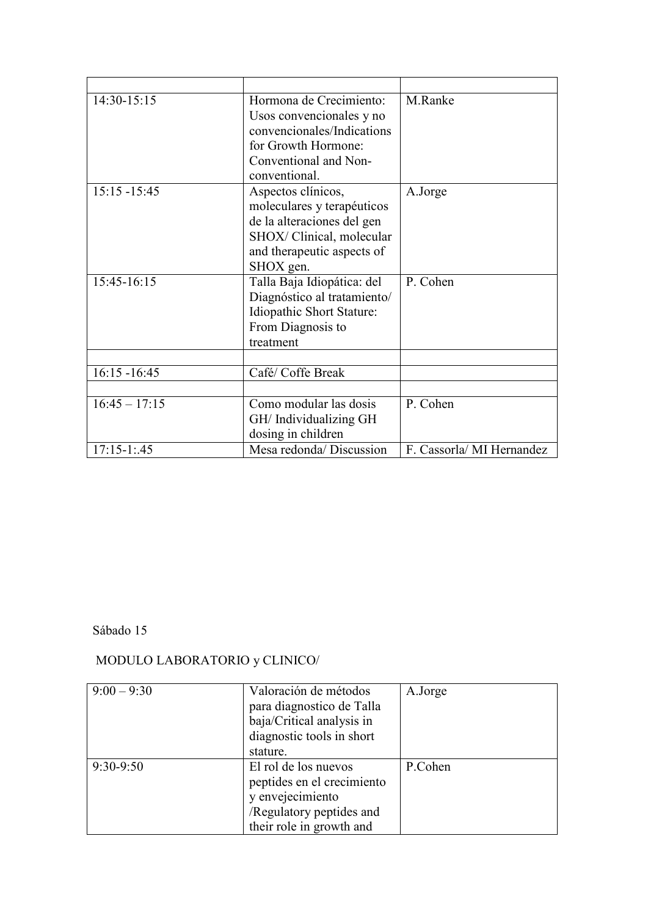| | | |
|---|---|---|
| 14:30-15:15 | Hormona de Crecimiento: Usos convencionales y no convencionales/Indications for Growth Hormone: Conventional and Non-conventional. | M.Ranke |
| 15:15 -15:45 | Aspectos clínicos, moleculares y terapéuticos de la alteraciones del gen SHOX/ Clinical, molecular and therapeutic aspects of SHOX gen. | A.Jorge |
| 15:45-16:15 | Talla Baja Idiopática: del Diagnóstico al tratamiento/ Idiopathic Short Stature: From Diagnosis to treatment | P. Cohen |
| | | |
| 16:15 -16:45 | Café/ Coffe Break | |
| | | |
| 16:45 – 17:15 | Como modular las dosis GH/ Individualizing GH dosing in children | P. Cohen |
| 17:15-1:.45 | Mesa redonda/ Discussion | F. Cassorla/ MI Hernandez |

Sábado 15

MODULO LABORATORIO y CLINICO/

| | | |
|---|---|---|
| 9:00 – 9:30 | Valoración de métodos para diagnostico de Talla baja/Critical analysis in diagnostic tools in short stature. | A.Jorge |
| 9:30-9:50 | El rol de los nuevos peptides en el crecimiento y envejecimiento /Regulatory peptides and their role in growth and | P.Cohen |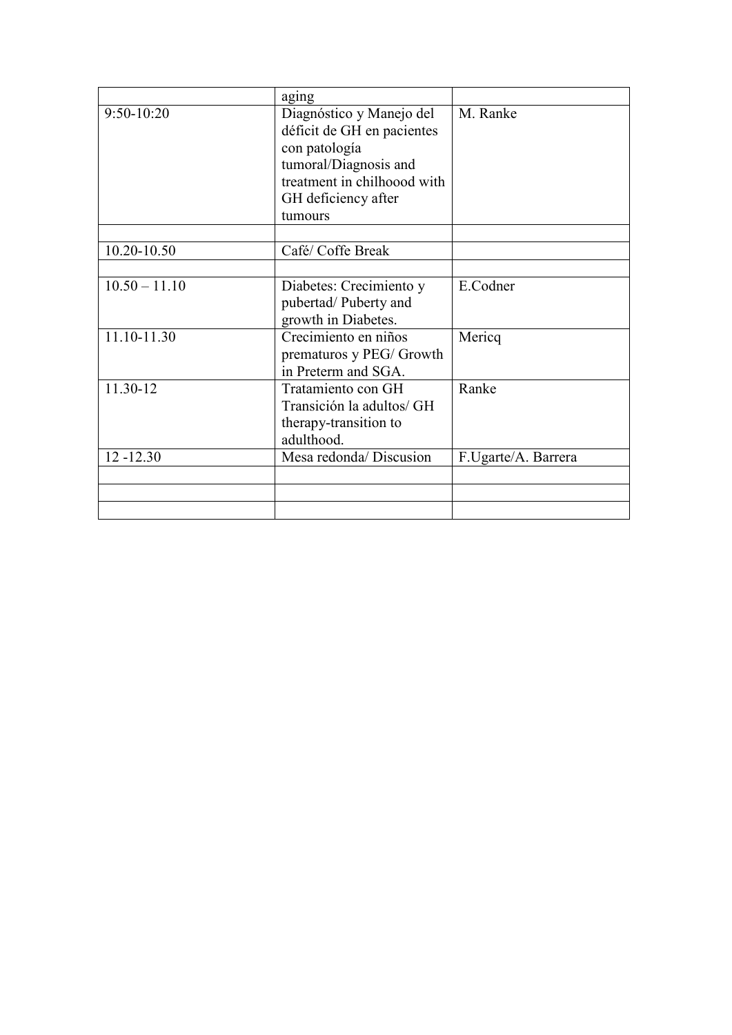| | | |
|---|---|---|
| | aging | |
| 9:50-10:20 | Diagnóstico y Manejo del déficit de GH en pacientes con patología tumoral/Diagnosis and treatment in chilhoood with GH deficiency after tumours | M. Ranke |
| | | |
| 10.20-10.50 | Café/ Coffe Break | |
| | | |
| 10.50 – 11.10 | Diabetes: Crecimiento y pubertad/ Puberty and growth in Diabetes. | E.Codner |
| 11.10-11.30 | Crecimiento en niños prematuros y PEG/ Growth in Preterm and SGA. | Mericq |
| 11.30-12 | Tratamiento con GH Transición la adultos/ GH therapy-transition to adulthood. | Ranke |
| 12 -12.30 | Mesa redonda/ Discusion | F.Ugarte/A. Barrera |
| | | |
| | | |
| | | |